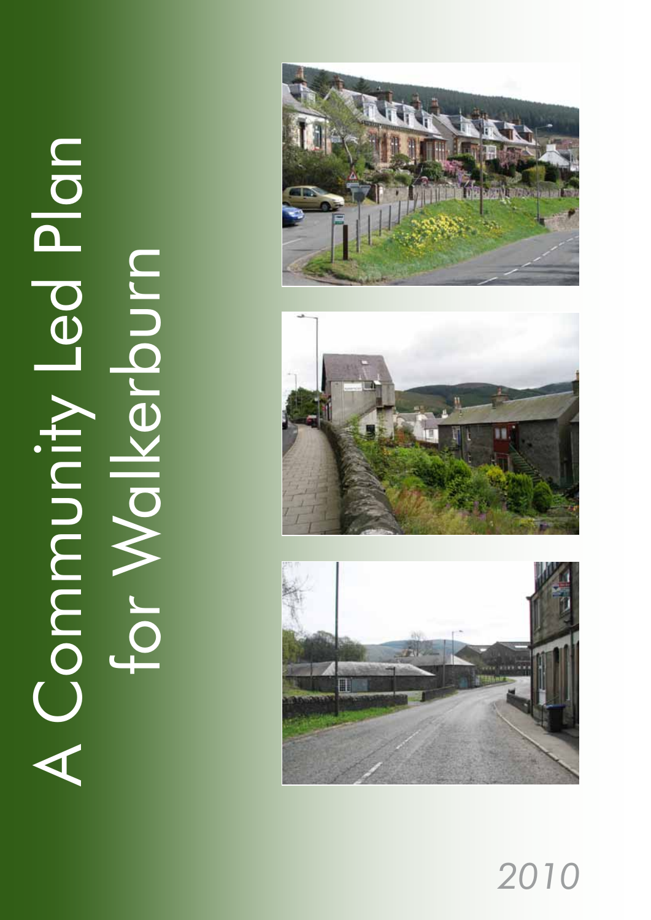# A Community Led Plan for Walkerburn

*2010*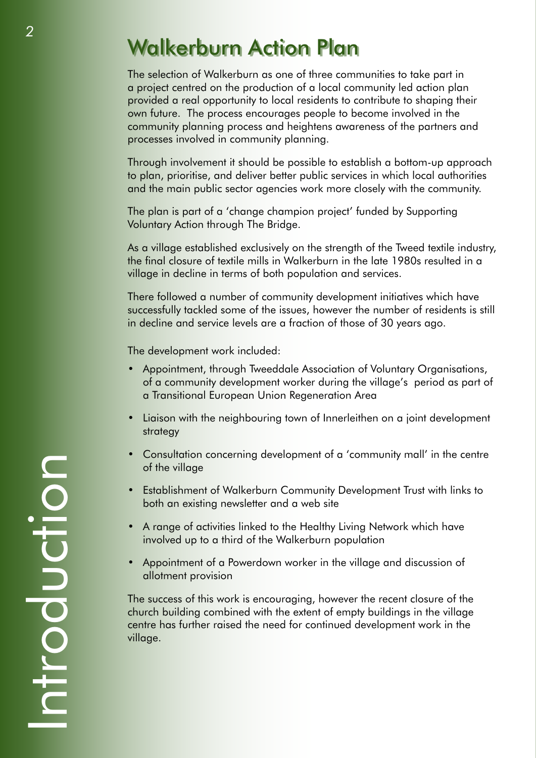# Walkerburn Action Plan

The selection of Walkerburn as one of three communities to take part in a project centred on the production of a local community led action plan provided a real opportunity to local residents to contribute to shaping their own future. The process encourages people to become involved in the community planning process and heightens awareness of the partners and processes involved in community planning.

Through involvement it should be possible to establish a bottom-up approach to plan, prioritise, and deliver better public services in which local authorities and the main public sector agencies work more closely with the community.

The plan is part of a 'change champion project' funded by Supporting Voluntary Action through The Bridge.

As a village established exclusively on the strength of the Tweed textile industry, the final closure of textile mills in Walkerburn in the late 1980s resulted in a village in decline in terms of both population and services.

There followed a number of community development initiatives which have successfully tackled some of the issues, however the number of residents is still in decline and service levels are a fraction of those of 30 years ago.

The development work included:

- Appointment, through Tweeddale Association of Voluntary Organisations, of a community development worker during the village's period as part of a Transitional European Union Regeneration Area
- Liaison with the neighbouring town of Innerleithen on a joint development strategy
- Consultation concerning development of a 'community mall' in the centre of the village
- Establishment of Walkerburn Community Development Trust with links to both an existing newsletter and a web site
- A range of activities linked to the Healthy Living Network which have involved up to a third of the Walkerburn population
- Appointment of a Powerdown worker in the village and discussion of allotment provision

The success of this work is encouraging, however the recent closure of the church building combined with the extent of empty buildings in the village centre has further raised the need for continued development work in the village.

Introduction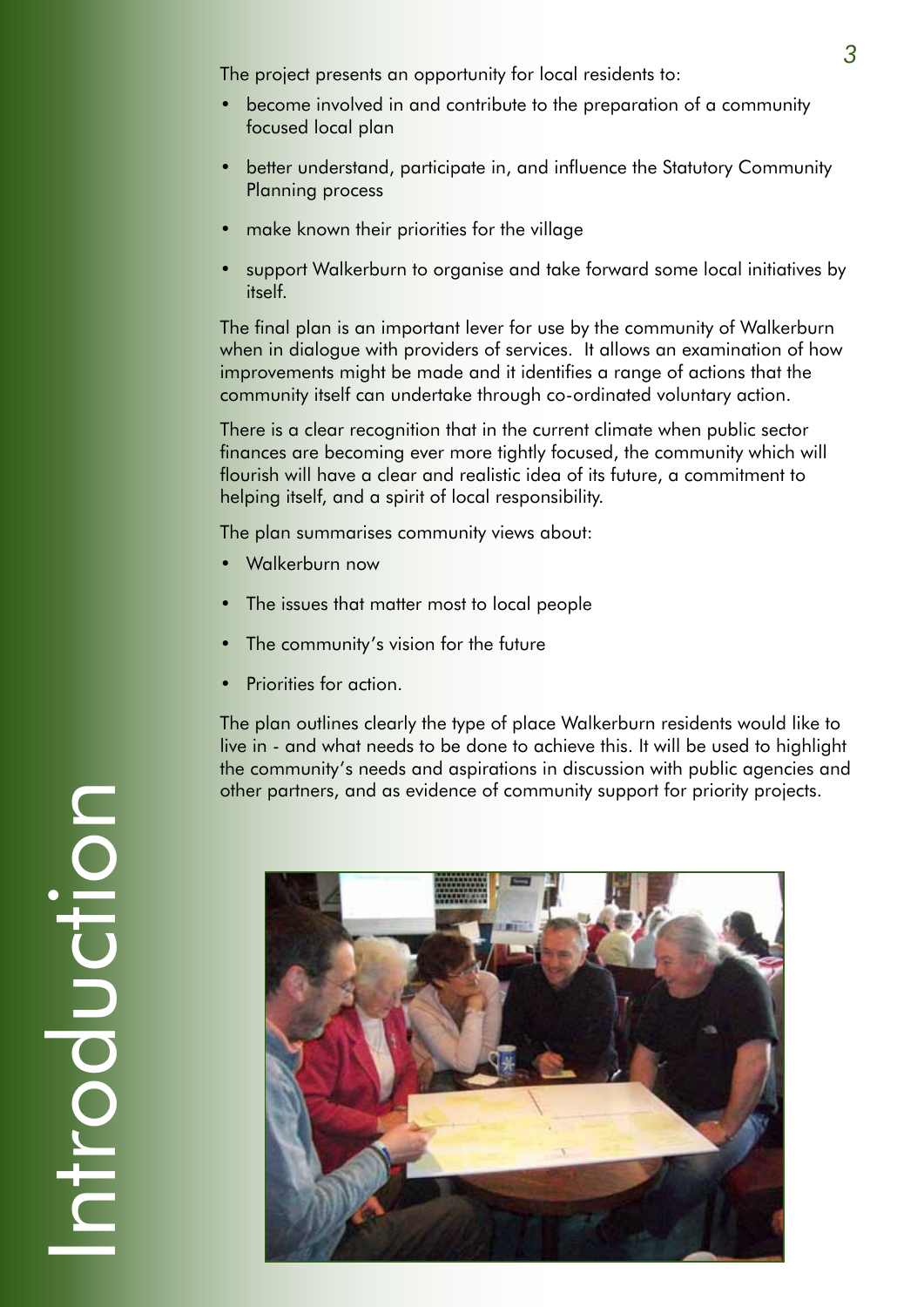# Introduction

The project presents an opportunity for local residents to:

- become involved in and contribute to the preparation of a community focused local plan
- better understand, participate in, and influence the Statutory Community Planning process
- make known their priorities for the village
- support Walkerburn to organise and take forward some local initiatives by itself.

The final plan is an important lever for use by the community of Walkerburn when in dialogue with providers of services. It allows an examination of how improvements might be made and it identifies a range of actions that the community itself can undertake through co-ordinated voluntary action.

There is a clear recognition that in the current climate when public sector finances are becoming ever more tightly focused, the community which will flourish will have a clear and realistic idea of its future, a commitment to helping itself, and a spirit of local responsibility.

The plan summarises community views about:

- Walkerburn now
- The issues that matter most to local people
- The community's vision for the future
- Priorities for action.

The plan outlines clearly the type of place Walkerburn residents would like to live in - and what needs to be done to achieve this. It will be used to highlight the community's needs and aspirations in discussion with public agencies and other partners, and as evidence of community support for priority projects.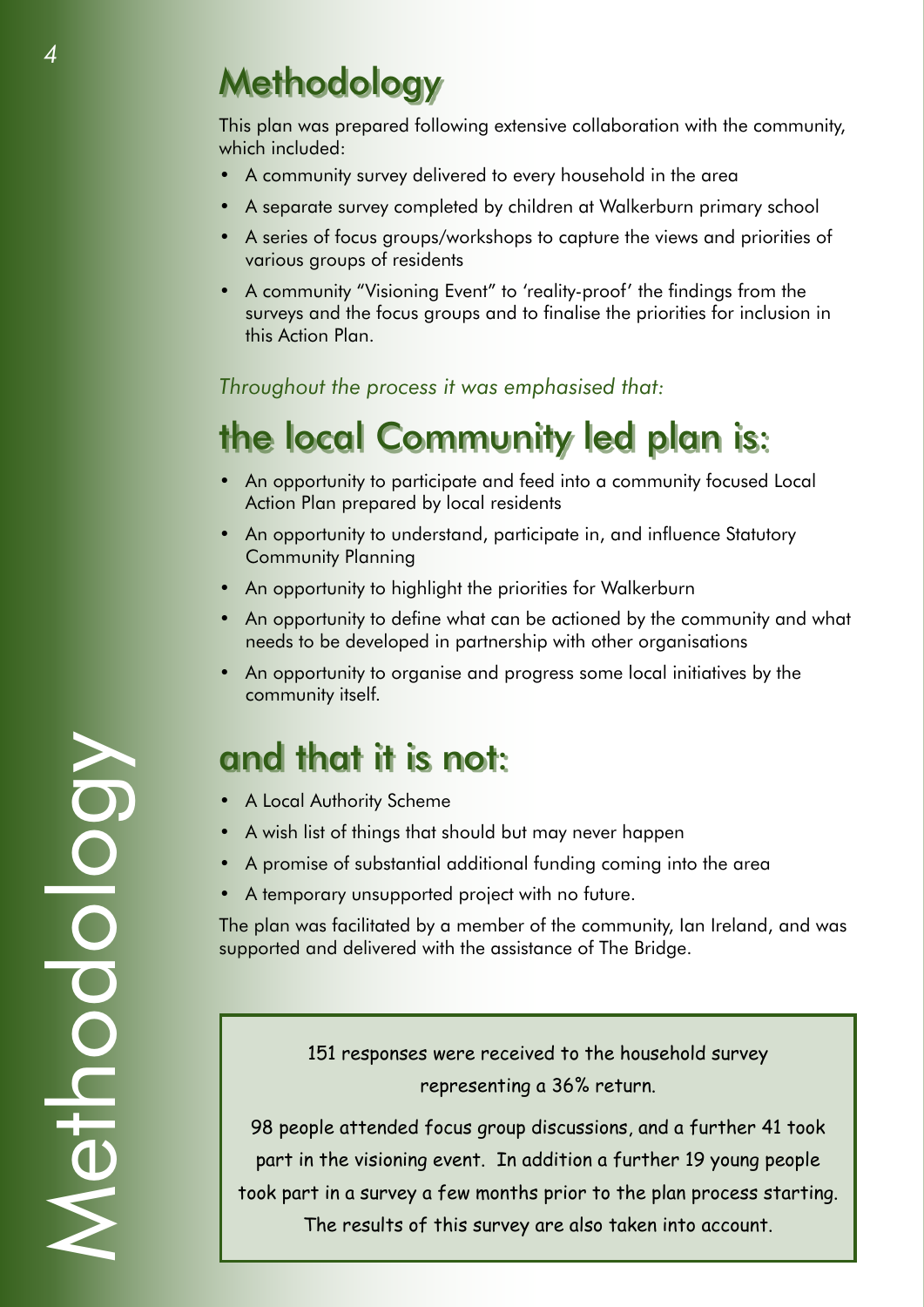# Methodology

This plan was prepared following extensive collaboration with the community, which included:

- A community survey delivered to every household in the area
- A separate survey completed by children at Walkerburn primary school
- A series of focus groups/workshops to capture the views and priorities of various groups of residents
- A community "Visioning Event" to 'reality-proof' the findings from the surveys and the focus groups and to finalise the priorities for inclusion in this Action Plan.

*Throughout the process it was emphasised that:*

## the local Community led plan is:

- An opportunity to participate and feed into a community focused Local Action Plan prepared by local residents
- An opportunity to understand, participate in, and influence Statutory Community Planning
- An opportunity to highlight the priorities for Walkerburn
- An opportunity to define what can be actioned by the community and what needs to be developed in partnership with other organisations
- An opportunity to organise and progress some local initiatives by the community itself.

## and that it is not:

- A Local Authority Scheme
- A wish list of things that should but may never happen
- A promise of substantial additional funding coming into the area
- A temporary unsupported project with no future.

The plan was facilitated by a member of the community, Ian Ireland, and was supported and delivered with the assistance of The Bridge.

151 responses were received to the household survey representing a 36% return.

98 people attended focus group discussions, and a further 41 took part in the visioning event. In addition a further 19 young people took part in a survey a few months prior to the plan process starting. The results of this survey are also taken into account.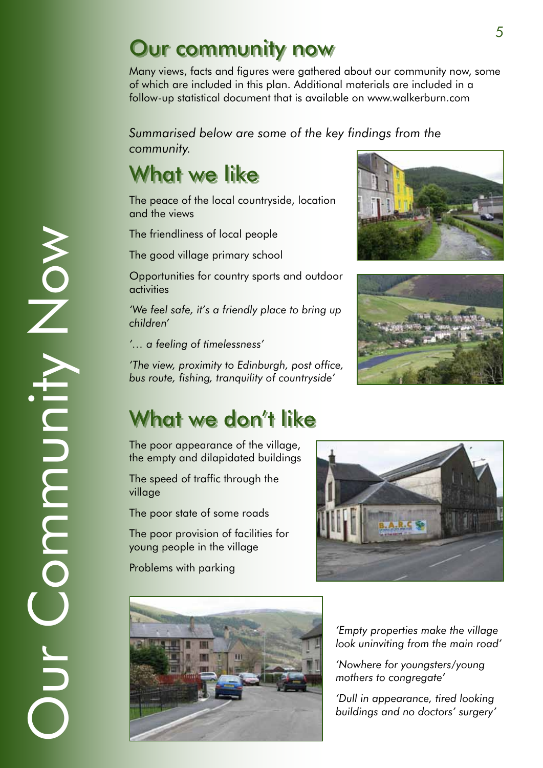# Our community now

Many views, facts and figures were gathered about our community now, some of which are included in this plan. Additional materials are included in a follow-up statistical document that is available on www.walkerburn.com

*Summarised below are some of the key findings from the community.*

## What we like

The peace of the local countryside, location and the views

The friendliness of local people

The good village primary school

Opportunities for country sports and outdoor activities

*'We feel safe, it's a friendly place to bring up children'*

*'… a feeling of timelessness'*

*'The view, proximity to Edinburgh, post office, bus route, fishing, tranquility of countryside'*

## What we don't like

The poor appearance of the village, the empty and dilapidated buildings

The speed of traffic through the village

The poor state of some roads

The poor provision of facilities for young people in the village

Problems with parking

*'Empty properties make the village look uninviting from the main road'*

*'Nowhere for youngsters/young mothers to congregate'*

*'Dull in appearance, tired looking buildings and no doctors' surgery'*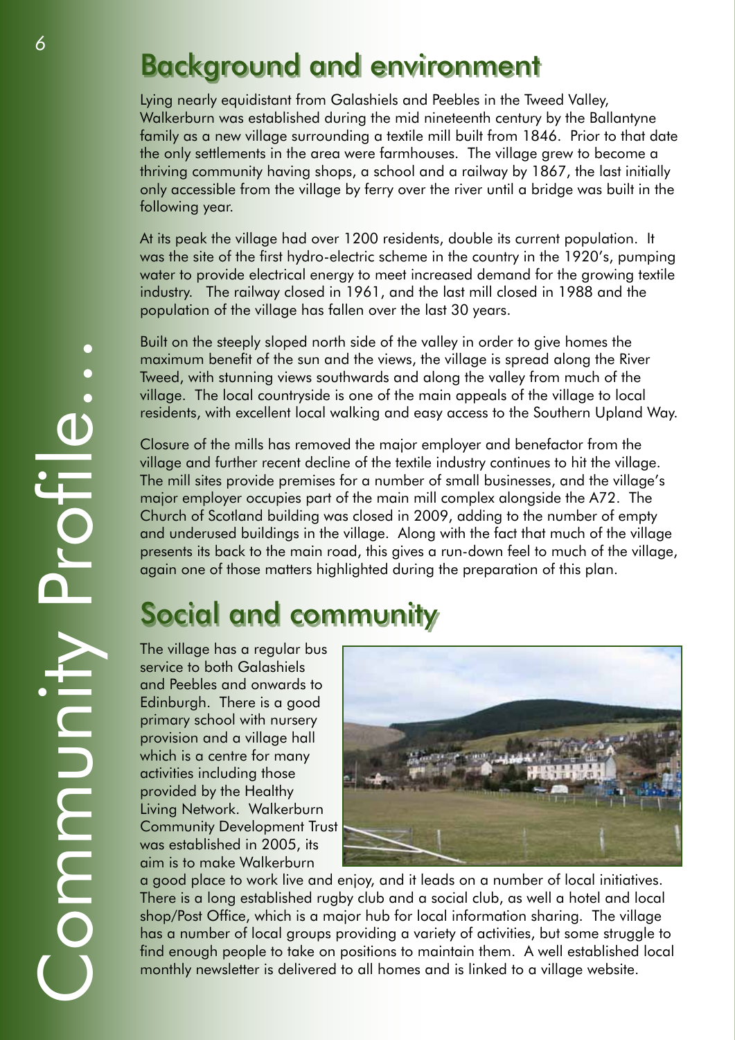## Background and environment

Lying nearly equidistant from Galashiels and Peebles in the Tweed Valley, Walkerburn was established during the mid nineteenth century by the Ballantyne family as a new village surrounding a textile mill built from 1846. Prior to that date the only settlements in the area were farmhouses. The village grew to become a thriving community having shops, a school and a railway by 1867, the last initially only accessible from the village by ferry over the river until a bridge was built in the following year.

At its peak the village had over 1200 residents, double its current population. It was the site of the first hydro-electric scheme in the country in the 1920's, pumping water to provide electrical energy to meet increased demand for the growing textile industry. The railway closed in 1961, and the last mill closed in 1988 and the population of the village has fallen over the last 30 years.

Built on the steeply sloped north side of the valley in order to give homes the maximum benefit of the sun and the views, the village is spread along the River Tweed, with stunning views southwards and along the valley from much of the village. The local countryside is one of the main appeals of the village to local residents, with excellent local walking and easy access to the Southern Upland Way.

Closure of the mills has removed the major employer and benefactor from the village and further recent decline of the textile industry continues to hit the village. The mill sites provide premises for a number of small businesses, and the village's major employer occupies part of the main mill complex alongside the A72. The Church of Scotland building was closed in 2009, adding to the number of empty and underused buildings in the village. Along with the fact that much of the village presents its back to the main road, this gives a run-down feel to much of the village, again one of those matters highlighted during the preparation of this plan.

## Social and community

The village has a regular bus service to both Galashiels and Peebles and onwards to Edinburgh. There is a good primary school with nursery provision and a village hall which is a centre for many activities including those provided by the Healthy Living Network. Walkerburn Community Development Trust was established in 2005, its aim is to make Walkerburn a good place to work live and enjoy, and it leads on a number of local initiatives. There is a long established rugby club and a social club, as well a hotel and local shop/Post Office, which is a major hub for local information sharing. The village has a number of local groups providing a variety of activities, but some struggle to find enough people to take on positions to maintain them. A well established local monthly newsletter is delivered to all homes and is linked to a village website.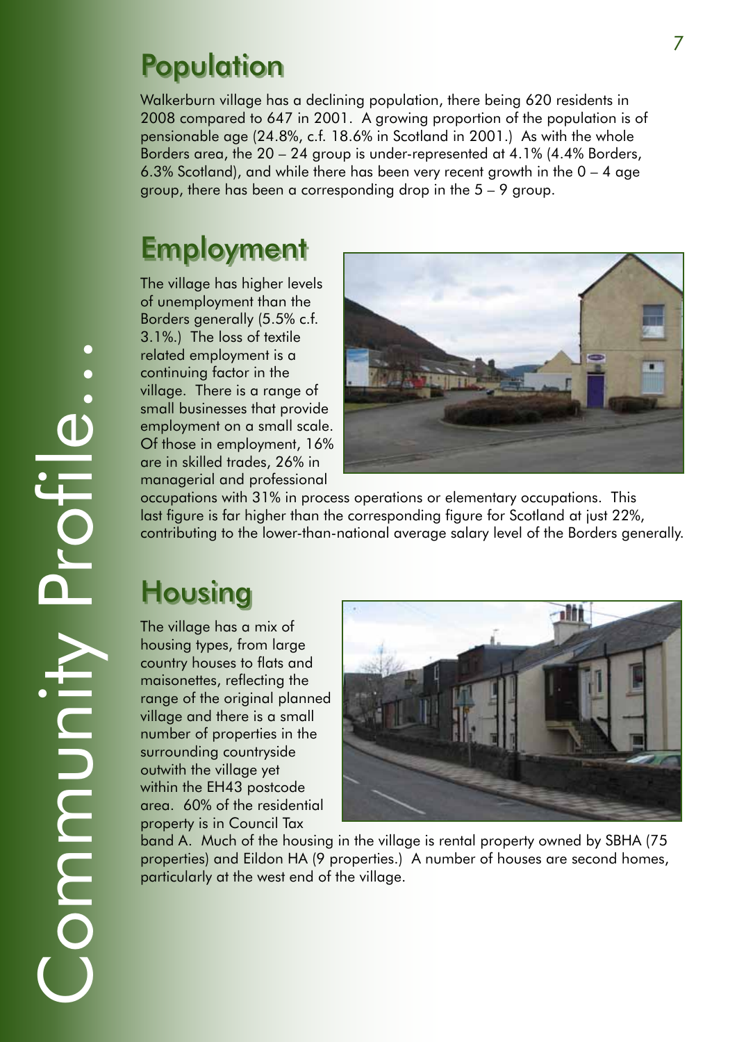## Population

Walkerburn village has a declining population, there being 620 residents in 2008 compared to 647 in 2001. A growing proportion of the population is of pensionable age (24.8%, c.f. 18.6% in Scotland in 2001.) As with the whole Borders area, the 20 – 24 group is under-represented at 4.1% (4.4% Borders, 6.3% Scotland), and while there has been very recent growth in the 0 – 4 age group, there has been a corresponding drop in the 5 – 9 group.

## Employment

The village has higher levels of unemployment than the Borders generally (5.5% c.f. 3.1%.) The loss of textile related employment is a continuing factor in the village. There is a range of small businesses that provide employment on a small scale. Of those in employment, 16% are in skilled trades, 26% in managerial and professional occupations with 31% in process operations or elementary occupations. This last figure is far higher than the corresponding figure for Scotland at just 22%, contributing to the lower-than-national average salary level of the Borders generally.

## Housing

The village has a mix of housing types, from large country houses to flats and maisonettes, reflecting the range of the original planned village and there is a small number of properties in the surrounding countryside outwith the village yet within the EH43 postcode area. 60% of the residential property is in Council Tax band A. Much of the housing in the village is rental property owned by SBHA (75 properties) and Eildon HA (9 properties.) A number of houses are second homes, particularly at the west end of the village.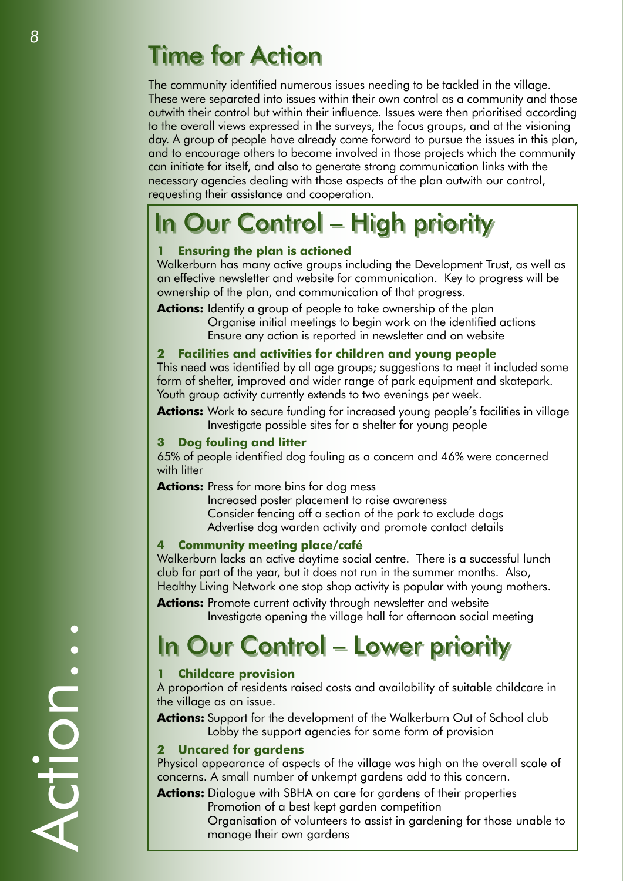# Time for Action

The community identified numerous issues needing to be tackled in the village. These were separated into issues within their own control as a community and those outwith their control but within their influence. Issues were then prioritised according to the overall views expressed in the surveys, the focus groups, and at the visioning day. A group of people have already come forward to pursue the issues in this plan, and to encourage others to become involved in those projects which the community can initiate for itself, and also to generate strong communication links with the necessary agencies dealing with those aspects of the plan outwith our control, requesting their assistance and cooperation.

## In Our Control – High priority

### 1 Ensuring the plan is actioned

Walkerburn has many active groups including the Development Trust, as well as an effective newsletter and website for communication. Key to progress will be ownership of the plan, and communication of that progress.

**Actions:** Identify a group of people to take ownership of the plan
Organise initial meetings to begin work on the identified actions
Ensure any action is reported in newsletter and on website

### 2 Facilities and activities for children and young people

This need was identified by all age groups; suggestions to meet it included some form of shelter, improved and wider range of park equipment and skatepark. Youth group activity currently extends to two evenings per week.

**Actions:** Work to secure funding for increased young people's facilities in village
Investigate possible sites for a shelter for young people

### 3 Dog fouling and litter

65% of people identified dog fouling as a concern and 46% were concerned with litter

**Actions:** Press for more bins for dog mess
Increased poster placement to raise awareness
Consider fencing off a section of the park to exclude dogs
Advertise dog warden activity and promote contact details

### 4 Community meeting place/café

Walkerburn lacks an active daytime social centre. There is a successful lunch club for part of the year, but it does not run in the summer months. Also, Healthy Living Network one stop shop activity is popular with young mothers.

**Actions:** Promote current activity through newsletter and website
Investigate opening the village hall for afternoon social meeting

## In Our Control – Lower priority

### 1 Childcare provision

A proportion of residents raised costs and availability of suitable childcare in the village as an issue.

**Actions:** Support for the development of the Walkerburn Out of School club
Lobby the support agencies for some form of provision

### 2 Uncared for gardens

Physical appearance of aspects of the village was high on the overall scale of concerns. A small number of unkempt gardens add to this concern.

**Actions:** Dialogue with SBHA on care for gardens of their properties
Promotion of a best kept garden competition
Organisation of volunteers to assist in gardening for those unable to manage their own gardens

Action...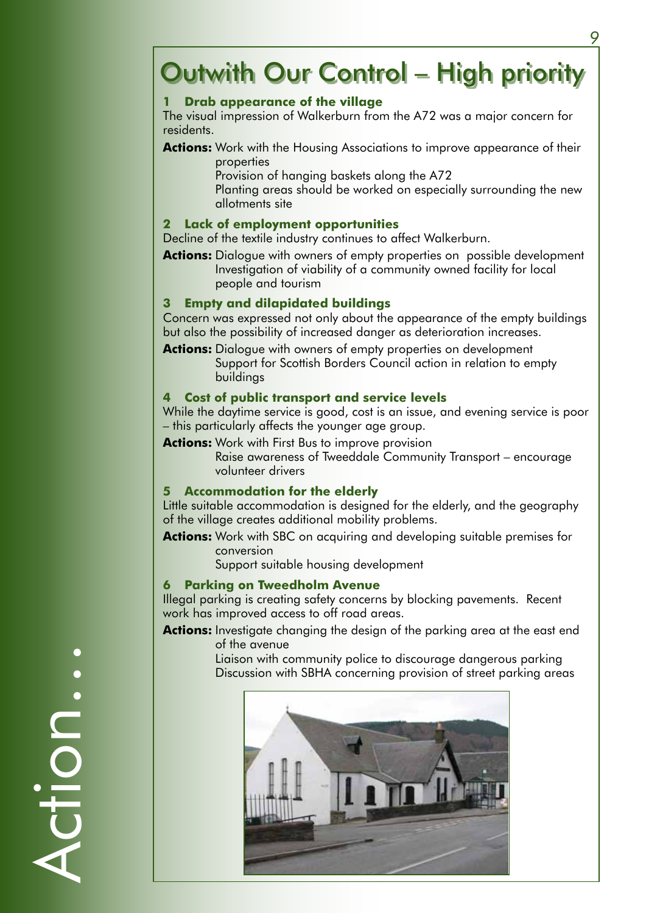# Outwith Our Control – High priority

### 1 Drab appearance of the village

The visual impression of Walkerburn from the A72 was a major concern for residents.

**Actions:** Work with the Housing Associations to improve appearance of their properties
Provision of hanging baskets along the A72
Planting areas should be worked on especially surrounding the new allotments site

### 2 Lack of employment opportunities

Decline of the textile industry continues to affect Walkerburn.

**Actions:** Dialogue with owners of empty properties on possible development
Investigation of viability of a community owned facility for local people and tourism

### 3 Empty and dilapidated buildings

Concern was expressed not only about the appearance of the empty buildings but also the possibility of increased danger as deterioration increases.

**Actions:** Dialogue with owners of empty properties on development
Support for Scottish Borders Council action in relation to empty buildings

### 4 Cost of public transport and service levels

While the daytime service is good, cost is an issue, and evening service is poor – this particularly affects the younger age group.

**Actions:** Work with First Bus to improve provision
Raise awareness of Tweeddale Community Transport – encourage volunteer drivers

### 5 Accommodation for the elderly

Little suitable accommodation is designed for the elderly, and the geography of the village creates additional mobility problems.

**Actions:** Work with SBC on acquiring and developing suitable premises for conversion
Support suitable housing development

### 6 Parking on Tweedholm Avenue

Illegal parking is creating safety concerns by blocking pavements. Recent work has improved access to off road areas.

**Actions:** Investigate changing the design of the parking area at the east end of the avenue
Liaison with community police to discourage dangerous parking
Discussion with SBHA concerning provision of street parking areas

Action...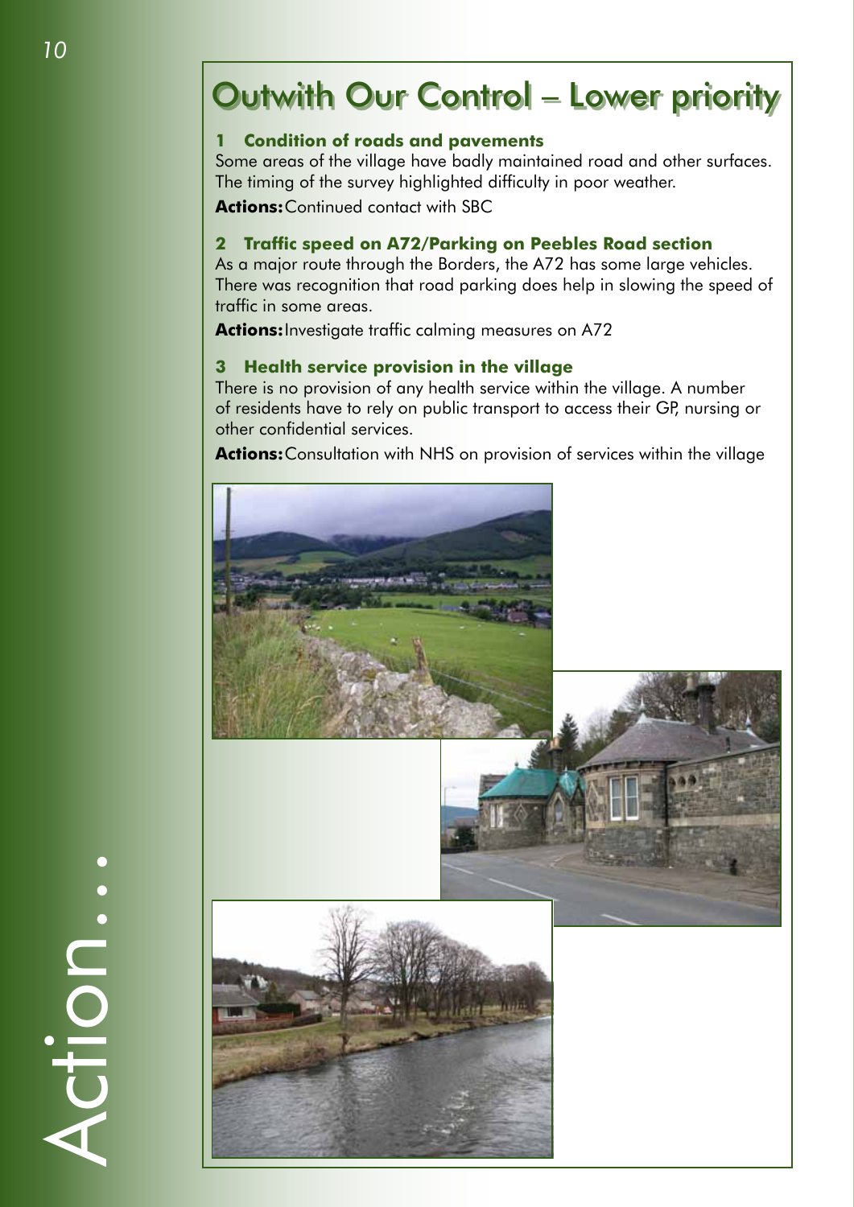# Outwith Our Control – Lower priority

### 1 Condition of roads and pavements

Some areas of the village have badly maintained road and other surfaces. The timing of the survey highlighted difficulty in poor weather.

**Actions:** Continued contact with SBC

### 2 Traffic speed on A72/Parking on Peebles Road section

As a major route through the Borders, the A72 has some large vehicles. There was recognition that road parking does help in slowing the speed of traffic in some areas.

**Actions:** Investigate traffic calming measures on A72

### 3 Health service provision in the village

There is no provision of any health service within the village. A number of residents have to rely on public transport to access their GP, nursing or other confidential services.

**Actions:** Consultation with NHS on provision of services within the village

Action...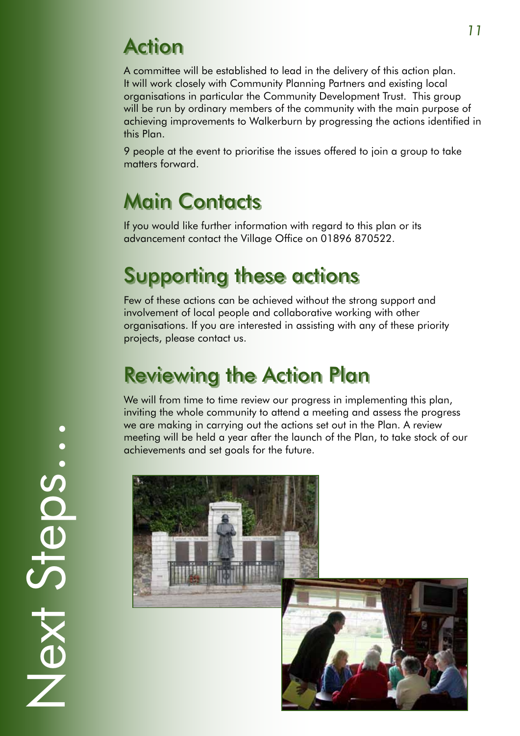# Next Steps...

## Action

A committee will be established to lead in the delivery of this action plan. It will work closely with Community Planning Partners and existing local organisations in particular the Community Development Trust. This group will be run by ordinary members of the community with the main purpose of achieving improvements to Walkerburn by progressing the actions identified in this Plan.

9 people at the event to prioritise the issues offered to join a group to take matters forward.

## Main Contacts

If you would like further information with regard to this plan or its advancement contact the Village Office on 01896 870522.

## Supporting these actions

Few of these actions can be achieved without the strong support and involvement of local people and collaborative working with other organisations. If you are interested in assisting with any of these priority projects, please contact us.

## Reviewing the Action Plan

We will from time to time review our progress in implementing this plan, inviting the whole community to attend a meeting and assess the progress we are making in carrying out the actions set out in the Plan. A review meeting will be held a year after the launch of the Plan, to take stock of our achievements and set goals for the future.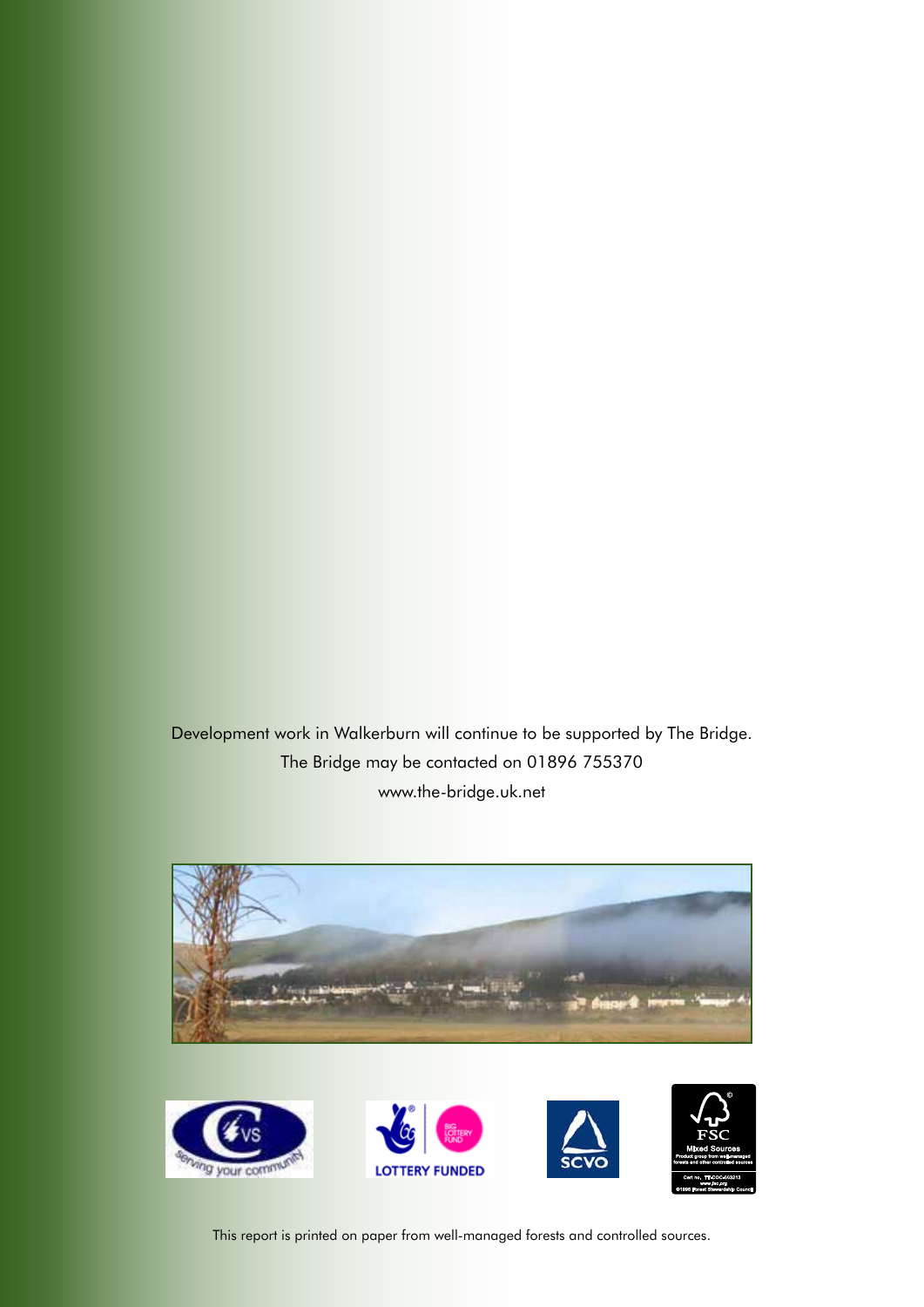Development work in Walkerburn will continue to be supported by The Bridge.
The Bridge may be contacted on 01896 755370
www.the-bridge.uk.net

This report is printed on paper from well-managed forests and controlled sources.